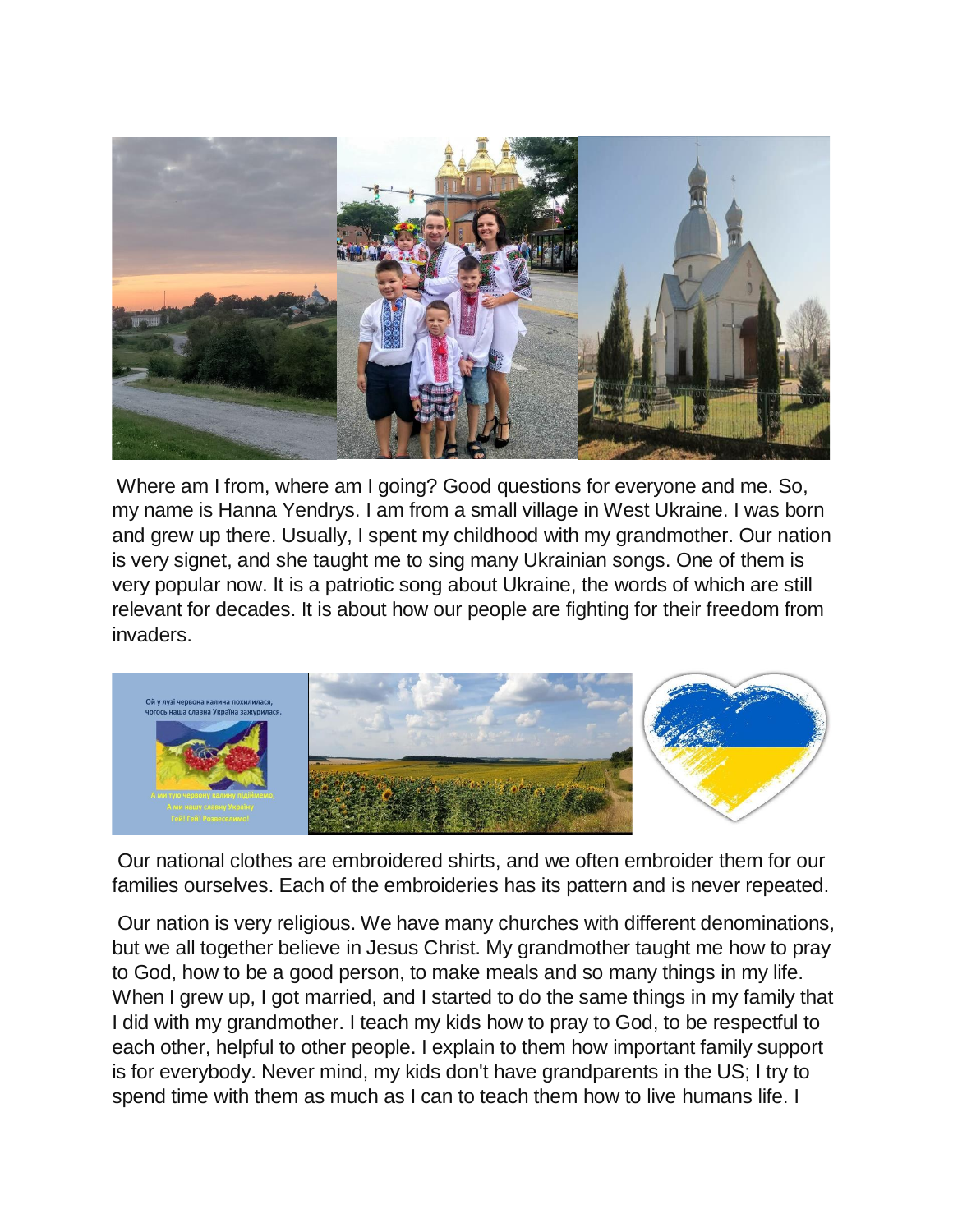Where am I from, where am I going? Good questions for everyone and me. So, my name is Hanna Yendrys. I am from a small village in West Ukraine. I was born and grew up there. Usually, I spent my childhood with my grandmother. Our nation is very signet, and she taught me to sing many Ukrainian songs. One of them is very popular now. It is a patriotic song about Ukraine, the words of which are still relevant for decades. It is about how our people are fighting for their freedom from invaders.

Our national clothes are embroidered shirts, and we often embroider them for our families ourselves. Each of the embroideries has its pattern and is never repeated.

Our nation is very religious. We have many churches with different denominations, but we all together believe in Jesus Christ. My grandmother taught me how to pray to God, how to be a good person, to make meals and so many things in my life. When I grew up, I got married, and I started to do the same things in my family that I did with my grandmother. I teach my kids how to pray to God, to be respectful to each other, helpful to other people. I explain to them how important family support is for everybody. Never mind, my kids don't have grandparents in the US; I try to spend time with them as much as I can to teach them how to live humans life. I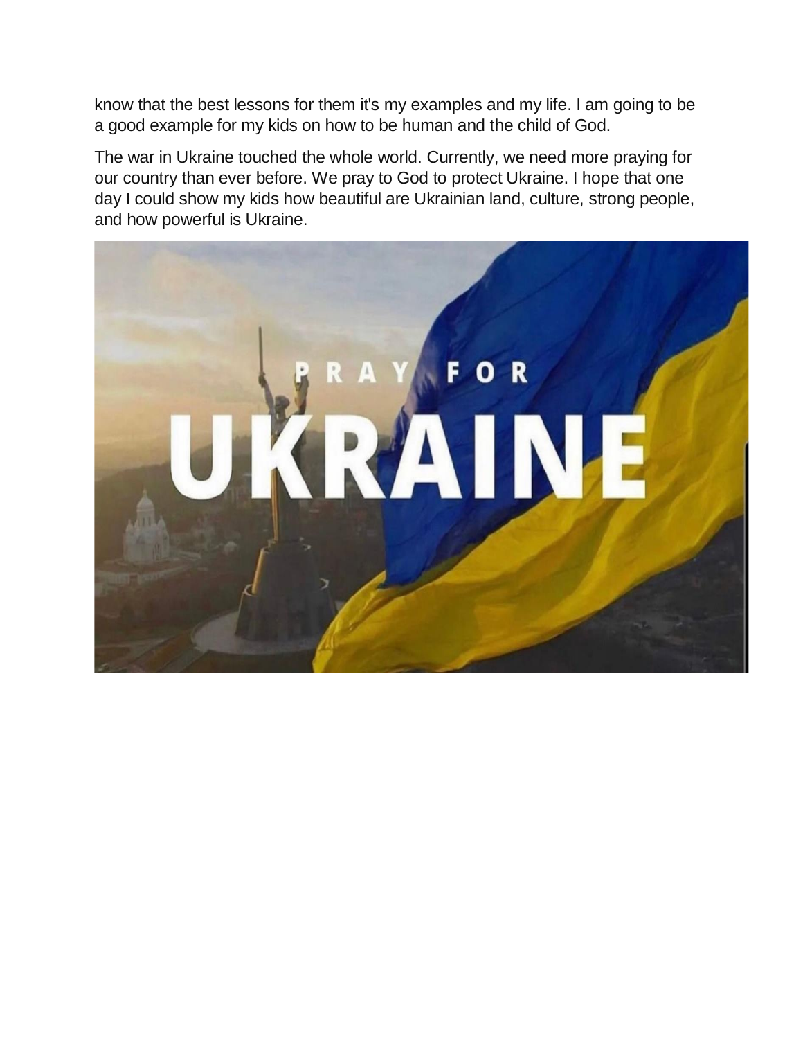know that the best lessons for them it's my examples and my life. I am going to be a good example for my kids on how to be human and the child of God.

The war in Ukraine touched the whole world. Currently, we need more praying for our country than ever before. We pray to God to protect Ukraine. I hope that one day I could show my kids how beautiful are Ukrainian land, culture, strong people, and how powerful is Ukraine.